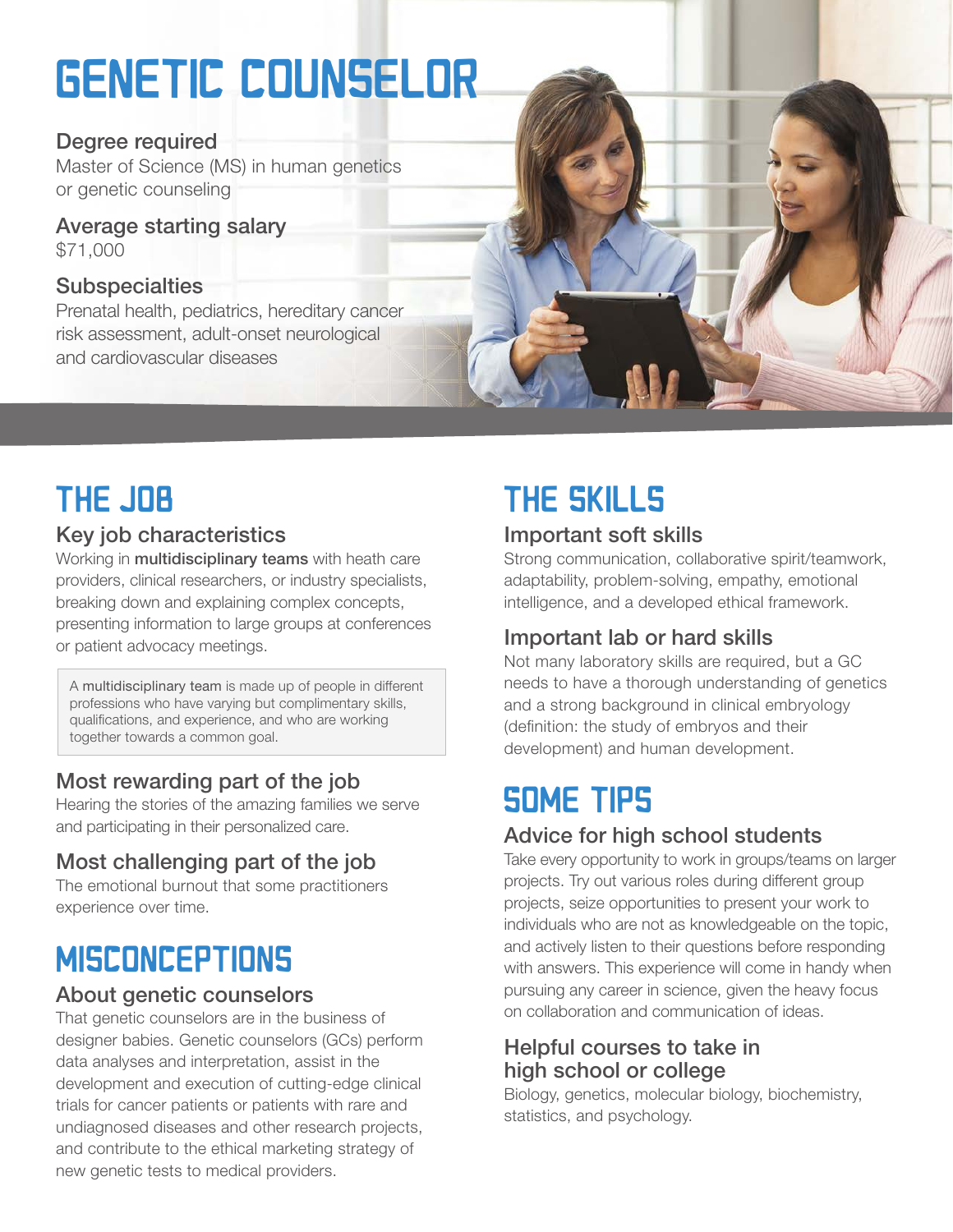# GENETIC COUNSELOR

### Degree required

Master of Science (MS) in human genetics or genetic counseling

### Average starting salary

$71,000

### Subspecialties

Prenatal health, pediatrics, hereditary cancer risk assessment, adult-onset neurological and cardiovascular diseases

## THE JOB

### Key job characteristics

Working in **multidisciplinary teams** with heath care providers, clinical researchers, or industry specialists, breaking down and explaining complex concepts, presenting information to large groups at conferences or patient advocacy meetings.

> A **multidisciplinary team** is made up of people in different professions who have varying but complimentary skills, qualifications, and experience, and who are working together towards a common goal.

### Most rewarding part of the job

Hearing the stories of the amazing families we serve and participating in their personalized care.

### Most challenging part of the job

The emotional burnout that some practitioners experience over time.

## MISCONCEPTIONS

### About genetic counselors

That genetic counselors are in the business of designer babies. Genetic counselors (GCs) perform data analyses and interpretation, assist in the development and execution of cutting-edge clinical trials for cancer patients or patients with rare and undiagnosed diseases and other research projects, and contribute to the ethical marketing strategy of new genetic tests to medical providers.

## THE SKILLS

### Important soft skills

Strong communication, collaborative spirit/teamwork, adaptability, problem-solving, empathy, emotional intelligence, and a developed ethical framework.

### Important lab or hard skills

Not many laboratory skills are required, but a GC needs to have a thorough understanding of genetics and a strong background in clinical embryology (definition: the study of embryos and their development) and human development.

## SOME TIPS

### Advice for high school students

Take every opportunity to work in groups/teams on larger projects. Try out various roles during different group projects, seize opportunities to present your work to individuals who are not as knowledgeable on the topic, and actively listen to their questions before responding with answers. This experience will come in handy when pursuing any career in science, given the heavy focus on collaboration and communication of ideas.

### Helpful courses to take in high school or college

Biology, genetics, molecular biology, biochemistry, statistics, and psychology.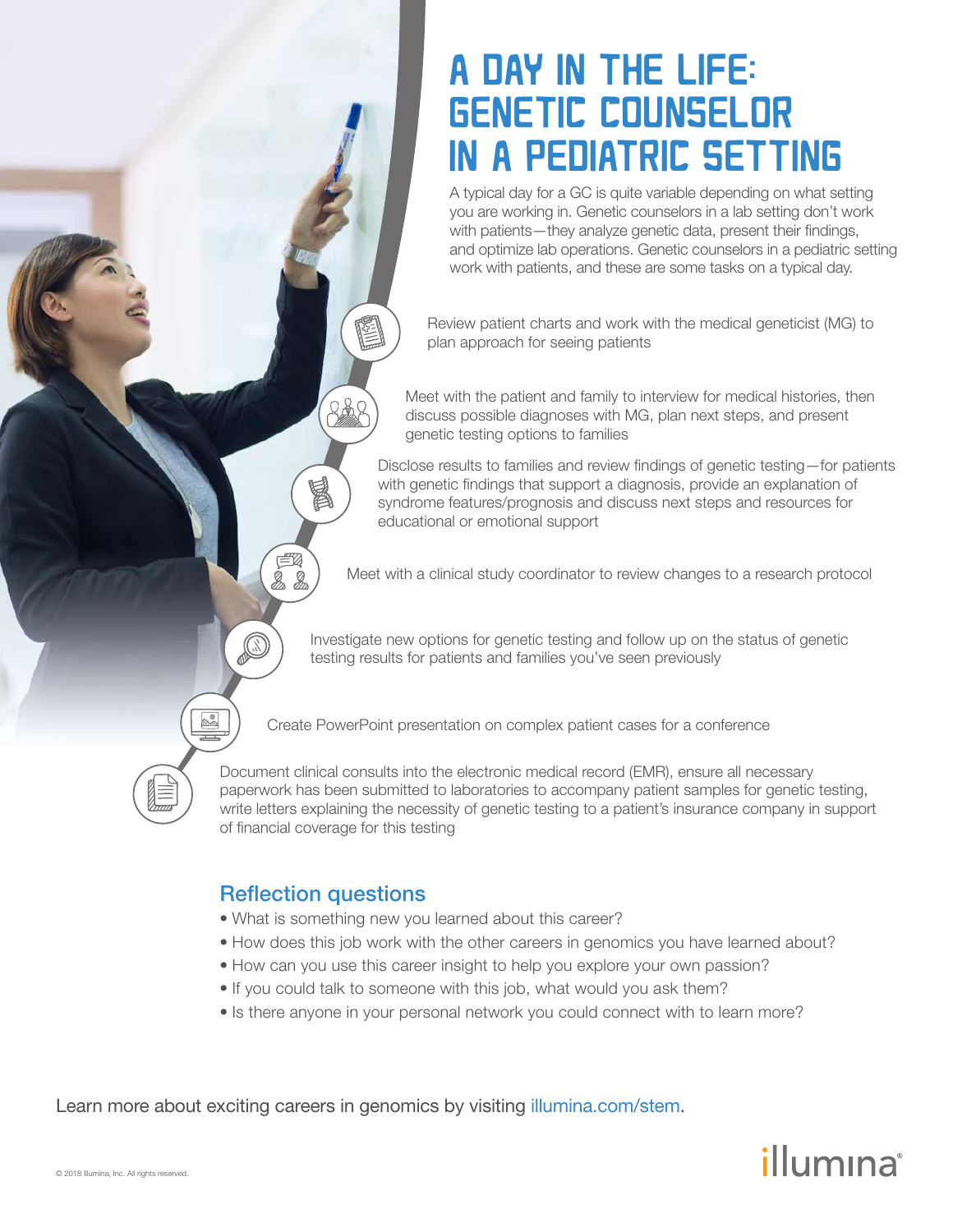# A DAY IN THE LIFE: GENETIC COUNSELOR IN A PEDIATRIC SETTING

A typical day for a GC is quite variable depending on what setting you are working in. Genetic counselors in a lab setting don't work with patients—they analyze genetic data, present their findings, and optimize lab operations. Genetic counselors in a pediatric setting work with patients, and these are some tasks on a typical day.

- Review patient charts and work with the medical geneticist (MG) to plan approach for seeing patients
- Meet with the patient and family to interview for medical histories, then discuss possible diagnoses with MG, plan next steps, and present genetic testing options to families
- Disclose results to families and review findings of genetic testing—for patients with genetic findings that support a diagnosis, provide an explanation of syndrome features/prognosis and discuss next steps and resources for educational or emotional support
- Meet with a clinical study coordinator to review changes to a research protocol
- Investigate new options for genetic testing and follow up on the status of genetic testing results for patients and families you've seen previously
- Create PowerPoint presentation on complex patient cases for a conference
- Document clinical consults into the electronic medical record (EMR), ensure all necessary paperwork has been submitted to laboratories to accompany patient samples for genetic testing, write letters explaining the necessity of genetic testing to a patient's insurance company in support of financial coverage for this testing

## Reflection questions

- What is something new you learned about this career?
- How does this job work with the other careers in genomics you have learned about?
- How can you use this career insight to help you explore your own passion?
- If you could talk to someone with this job, what would you ask them?
- Is there anyone in your personal network you could connect with to learn more?

Learn more about exciting careers in genomics by visiting illumina.com/stem.

© 2018 Illumina, Inc. All rights reserved.

illumina®